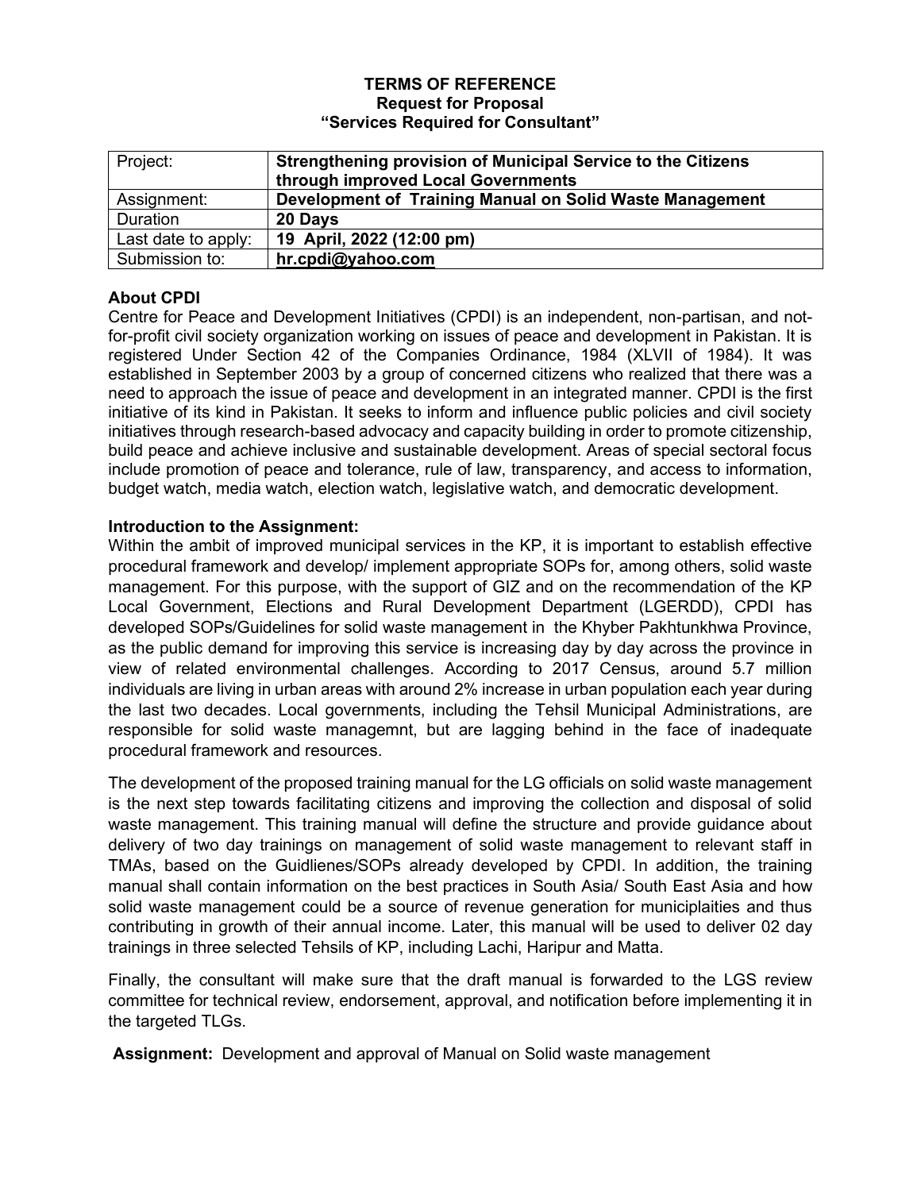# TERMS OF REFERENCE

## Request for Proposal

## "Services Required for Consultant"

| Project: | **Strengthening provision of Municipal Service to the Citizens through improved Local Governments** |
|---|---|
| Assignment: | **Development of Training Manual on Solid Waste Management** |
| Duration | **20 Days** |
| Last date to apply: | **19 April, 2022 (12:00 pm)** |
| Submission to: | **hr.cpdi@yahoo.com** |

**About CPDI**

Centre for Peace and Development Initiatives (CPDI) is an independent, non-partisan, and not-for-profit civil society organization working on issues of peace and development in Pakistan. It is registered Under Section 42 of the Companies Ordinance, 1984 (XLVII of 1984). It was established in September 2003 by a group of concerned citizens who realized that there was a need to approach the issue of peace and development in an integrated manner. CPDI is the first initiative of its kind in Pakistan. It seeks to inform and influence public policies and civil society initiatives through research-based advocacy and capacity building in order to promote citizenship, build peace and achieve inclusive and sustainable development. Areas of special sectoral focus include promotion of peace and tolerance, rule of law, transparency, and access to information, budget watch, media watch, election watch, legislative watch, and democratic development.

**Introduction to the Assignment:**

Within the ambit of improved municipal services in the KP, it is important to establish effective procedural framework and develop/ implement appropriate SOPs for, among others, solid waste management. For this purpose, with the support of GIZ and on the recommendation of the KP Local Government, Elections and Rural Development Department (LGERDD), CPDI has developed SOPs/Guidelines for solid waste management in the Khyber Pakhtunkhwa Province, as the public demand for improving this service is increasing day by day across the province in view of related environmental challenges. According to 2017 Census, around 5.7 million individuals are living in urban areas with around 2% increase in urban population each year during the last two decades. Local governments, including the Tehsil Municipal Administrations, are responsible for solid waste managemnt, but are lagging behind in the face of inadequate procedural framework and resources.

The development of the proposed training manual for the LG officials on solid waste management is the next step towards facilitating citizens and improving the collection and disposal of solid waste management. This training manual will define the structure and provide guidance about delivery of two day trainings on management of solid waste management to relevant staff in TMAs, based on the Guidlienes/SOPs already developed by CPDI. In addition, the training manual shall contain information on the best practices in South Asia/ South East Asia and how solid waste management could be a source of revenue generation for municiplaities and thus contributing in growth of their annual income. Later, this manual will be used to deliver 02 day trainings in three selected Tehsils of KP, including Lachi, Haripur and Matta.

Finally, the consultant will make sure that the draft manual is forwarded to the LGS review committee for technical review, endorsement, approval, and notification before implementing it in the targeted TLGs.

**Assignment:** Development and approval of Manual on Solid waste management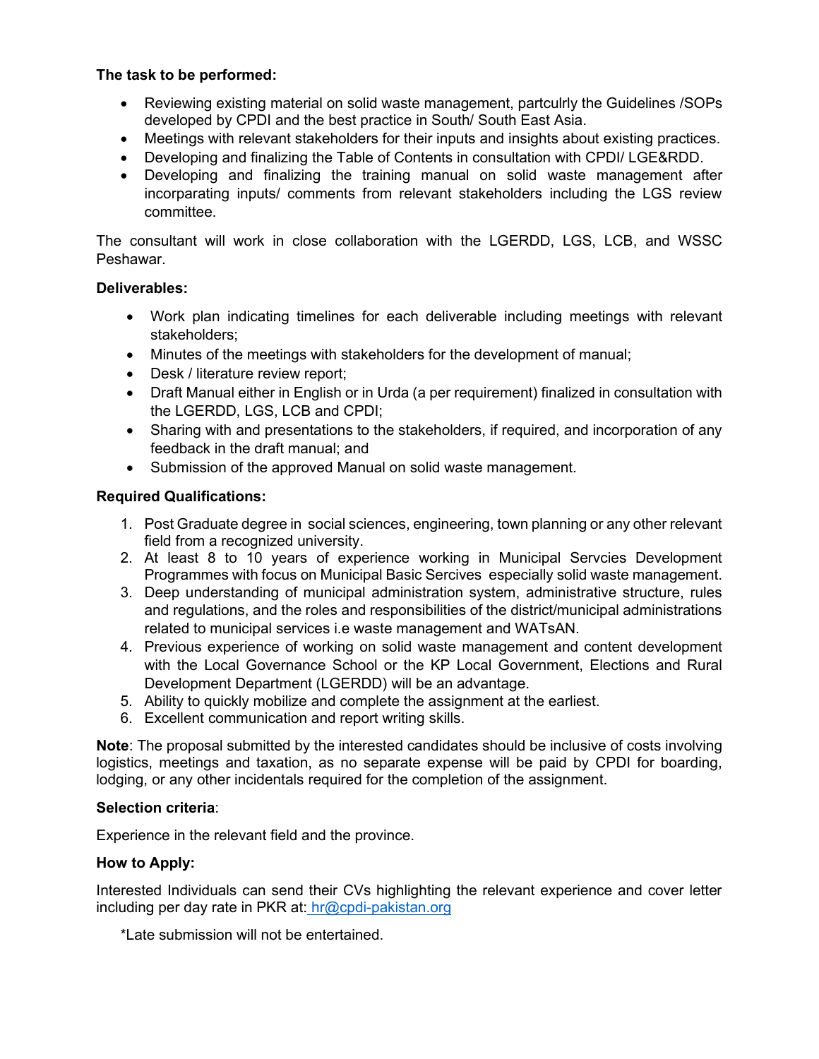**The task to be performed:**

- Reviewing existing material on solid waste management, partculrly the Guidelines /SOPs developed by CPDI and the best practice in South/ South East Asia.
- Meetings with relevant stakeholders for their inputs and insights about existing practices.
- Developing and finalizing the Table of Contents in consultation with CPDI/ LGE&RDD.
- Developing and finalizing the training manual on solid waste management after incorparating inputs/ comments from relevant stakeholders including the LGS review committee.

The consultant will work in close collaboration with the LGERDD, LGS, LCB, and WSSC Peshawar.

**Deliverables:**

- Work plan indicating timelines for each deliverable including meetings with relevant stakeholders;
- Minutes of the meetings with stakeholders for the development of manual;
- Desk / literature review report;
- Draft Manual either in English or in Urda (a per requirement) finalized in consultation with the LGERDD, LGS, LCB and CPDI;
- Sharing with and presentations to the stakeholders, if required, and incorporation of any feedback in the draft manual; and
- Submission of the approved Manual on solid waste management.

**Required Qualifications:**

1. Post Graduate degree in social sciences, engineering, town planning or any other relevant field from a recognized university.
2. At least 8 to 10 years of experience working in Municipal Servcies Development Programmes with focus on Municipal Basic Sercives especially solid waste management.
3. Deep understanding of municipal administration system, administrative structure, rules and regulations, and the roles and responsibilities of the district/municipal administrations related to municipal services i.e waste management and WATsAN.
4. Previous experience of working on solid waste management and content development with the Local Governance School or the KP Local Government, Elections and Rural Development Department (LGERDD) will be an advantage.
5. Ability to quickly mobilize and complete the assignment at the earliest.
6. Excellent communication and report writing skills.

**Note**: The proposal submitted by the interested candidates should be inclusive of costs involving logistics, meetings and taxation, as no separate expense will be paid by CPDI for boarding, lodging, or any other incidentals required for the completion of the assignment.

**Selection criteria**:

Experience in the relevant field and the province.

**How to Apply:**

Interested Individuals can send their CVs highlighting the relevant experience and cover letter including per day rate in PKR at: hr@cpdi-pakistan.org

*Late submission will not be entertained.